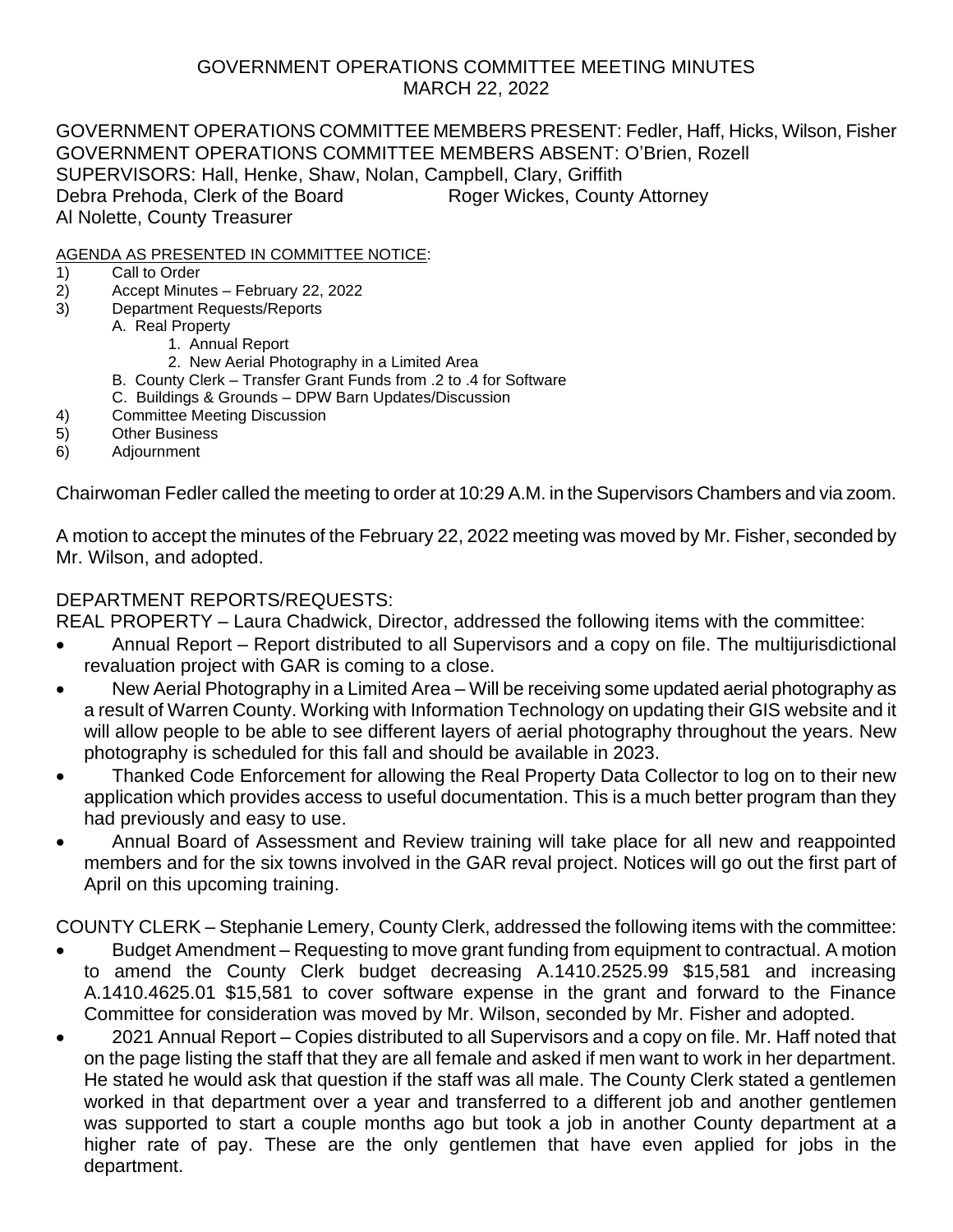# GOVERNMENT OPERATIONS COMMITTEE MEETING MINUTES
## MARCH 22, 2022

GOVERNMENT OPERATIONS COMMITTEE MEMBERS PRESENT: Fedler, Haff, Hicks, Wilson, Fisher
GOVERNMENT OPERATIONS COMMITTEE MEMBERS ABSENT: O'Brien, Rozell
SUPERVISORS: Hall, Henke, Shaw, Nolan, Campbell, Clary, Griffith
Debra Prehoda, Clerk of the Board Roger Wickes, County Attorney
Al Nolette, County Treasurer

AGENDA AS PRESENTED IN COMMITTEE NOTICE:

1) Call to Order
2) Accept Minutes – February 22, 2022
3) Department Requests/Reports
   - A. Real Property
     1. Annual Report
     2. New Aerial Photography in a Limited Area
   - B. County Clerk – Transfer Grant Funds from .2 to .4 for Software
   - C. Buildings & Grounds – DPW Barn Updates/Discussion
4) Committee Meeting Discussion
5) Other Business
6) Adjournment

Chairwoman Fedler called the meeting to order at 10:29 A.M. in the Supervisors Chambers and via zoom.

A motion to accept the minutes of the February 22, 2022 meeting was moved by Mr. Fisher, seconded by Mr. Wilson, and adopted.

DEPARTMENT REPORTS/REQUESTS:

REAL PROPERTY – Laura Chadwick, Director, addressed the following items with the committee:

- Annual Report – Report distributed to all Supervisors and a copy on file. The multijurisdictional revaluation project with GAR is coming to a close.
- New Aerial Photography in a Limited Area – Will be receiving some updated aerial photography as a result of Warren County. Working with Information Technology on updating their GIS website and it will allow people to be able to see different layers of aerial photography throughout the years. New photography is scheduled for this fall and should be available in 2023.
- Thanked Code Enforcement for allowing the Real Property Data Collector to log on to their new application which provides access to useful documentation. This is a much better program than they had previously and easy to use.
- Annual Board of Assessment and Review training will take place for all new and reappointed members and for the six towns involved in the GAR reval project. Notices will go out the first part of April on this upcoming training.

COUNTY CLERK – Stephanie Lemery, County Clerk, addressed the following items with the committee:

- Budget Amendment – Requesting to move grant funding from equipment to contractual. A motion to amend the County Clerk budget decreasing A.1410.2525.99 $15,581 and increasing A.1410.4625.01 $15,581 to cover software expense in the grant and forward to the Finance Committee for consideration was moved by Mr. Wilson, seconded by Mr. Fisher and adopted.
- 2021 Annual Report – Copies distributed to all Supervisors and a copy on file. Mr. Haff noted that on the page listing the staff that they are all female and asked if men want to work in her department. He stated he would ask that question if the staff was all male. The County Clerk stated a gentlemen worked in that department over a year and transferred to a different job and another gentlemen was supported to start a couple months ago but took a job in another County department at a higher rate of pay. These are the only gentlemen that have even applied for jobs in the department.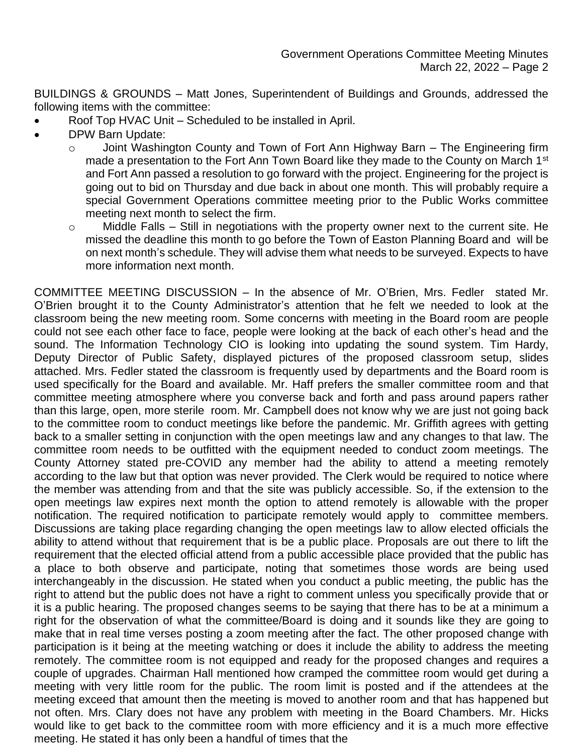BUILDINGS & GROUNDS – Matt Jones, Superintendent of Buildings and Grounds, addressed the following items with the committee:

- Roof Top HVAC Unit – Scheduled to be installed in April.
- DPW Barn Update:
  - Joint Washington County and Town of Fort Ann Highway Barn – The Engineering firm made a presentation to the Fort Ann Town Board like they made to the County on March 1st and Fort Ann passed a resolution to go forward with the project. Engineering for the project is going out to bid on Thursday and due back in about one month. This will probably require a special Government Operations committee meeting prior to the Public Works committee meeting next month to select the firm.
  - Middle Falls – Still in negotiations with the property owner next to the current site. He missed the deadline this month to go before the Town of Easton Planning Board and will be on next month's schedule. They will advise them what needs to be surveyed. Expects to have more information next month.

COMMITTEE MEETING DISCUSSION – In the absence of Mr. O'Brien, Mrs. Fedler stated Mr. O'Brien brought it to the County Administrator's attention that he felt we needed to look at the classroom being the new meeting room. Some concerns with meeting in the Board room are people could not see each other face to face, people were looking at the back of each other's head and the sound. The Information Technology CIO is looking into updating the sound system. Tim Hardy, Deputy Director of Public Safety, displayed pictures of the proposed classroom setup, slides attached. Mrs. Fedler stated the classroom is frequently used by departments and the Board room is used specifically for the Board and available. Mr. Haff prefers the smaller committee room and that committee meeting atmosphere where you converse back and forth and pass around papers rather than this large, open, more sterile room. Mr. Campbell does not know why we are just not going back to the committee room to conduct meetings like before the pandemic. Mr. Griffith agrees with getting back to a smaller setting in conjunction with the open meetings law and any changes to that law. The committee room needs to be outfitted with the equipment needed to conduct zoom meetings. The County Attorney stated pre-COVID any member had the ability to attend a meeting remotely according to the law but that option was never provided. The Clerk would be required to notice where the member was attending from and that the site was publicly accessible. So, if the extension to the open meetings law expires next month the option to attend remotely is allowable with the proper notification. The required notification to participate remotely would apply to committee members. Discussions are taking place regarding changing the open meetings law to allow elected officials the ability to attend without that requirement that is be a public place. Proposals are out there to lift the requirement that the elected official attend from a public accessible place provided that the public has a place to both observe and participate, noting that sometimes those words are being used interchangeably in the discussion. He stated when you conduct a public meeting, the public has the right to attend but the public does not have a right to comment unless you specifically provide that or it is a public hearing. The proposed changes seems to be saying that there has to be at a minimum a right for the observation of what the committee/Board is doing and it sounds like they are going to make that in real time verses posting a zoom meeting after the fact. The other proposed change with participation is it being at the meeting watching or does it include the ability to address the meeting remotely. The committee room is not equipped and ready for the proposed changes and requires a couple of upgrades. Chairman Hall mentioned how cramped the committee room would get during a meeting with very little room for the public. The room limit is posted and if the attendees at the meeting exceed that amount then the meeting is moved to another room and that has happened but not often. Mrs. Clary does not have any problem with meeting in the Board Chambers. Mr. Hicks would like to get back to the committee room with more efficiency and it is a much more effective meeting. He stated it has only been a handful of times that the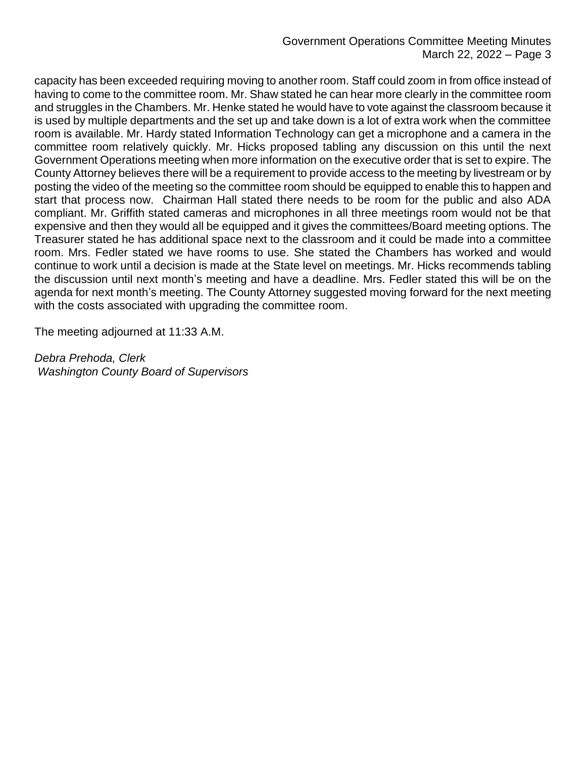capacity has been exceeded requiring moving to another room. Staff could zoom in from office instead of having to come to the committee room. Mr. Shaw stated he can hear more clearly in the committee room and struggles in the Chambers. Mr. Henke stated he would have to vote against the classroom because it is used by multiple departments and the set up and take down is a lot of extra work when the committee room is available. Mr. Hardy stated Information Technology can get a microphone and a camera in the committee room relatively quickly. Mr. Hicks proposed tabling any discussion on this until the next Government Operations meeting when more information on the executive order that is set to expire. The County Attorney believes there will be a requirement to provide access to the meeting by livestream or by posting the video of the meeting so the committee room should be equipped to enable this to happen and start that process now. Chairman Hall stated there needs to be room for the public and also ADA compliant. Mr. Griffith stated cameras and microphones in all three meetings room would not be that expensive and then they would all be equipped and it gives the committees/Board meeting options. The Treasurer stated he has additional space next to the classroom and it could be made into a committee room. Mrs. Fedler stated we have rooms to use. She stated the Chambers has worked and would continue to work until a decision is made at the State level on meetings. Mr. Hicks recommends tabling the discussion until next month's meeting and have a deadline. Mrs. Fedler stated this will be on the agenda for next month's meeting. The County Attorney suggested moving forward for the next meeting with the costs associated with upgrading the committee room.

The meeting adjourned at 11:33 A.M.

*Debra Prehoda, Clerk*
*Washington County Board of Supervisors*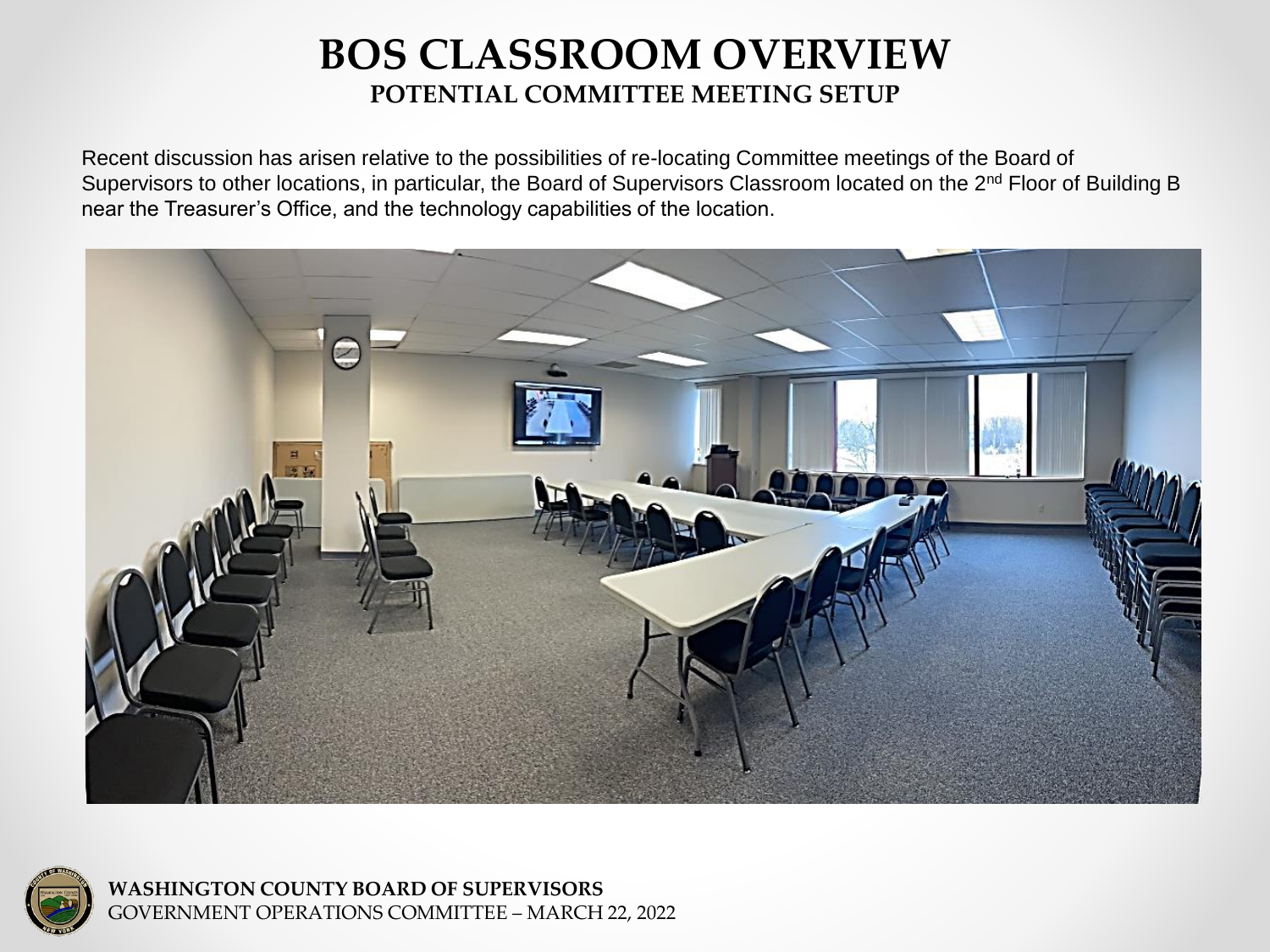# BOS CLASSROOM OVERVIEW

## POTENTIAL COMMITTEE MEETING SETUP

Recent discussion has arisen relative to the possibilities of re-locating Committee meetings of the Board of Supervisors to other locations, in particular, the Board of Supervisors Classroom located on the 2nd Floor of Building B near the Treasurer's Office, and the technology capabilities of the location.

**WASHINGTON COUNTY BOARD OF SUPERVISORS**
GOVERNMENT OPERATIONS COMMITTEE – MARCH 22, 2022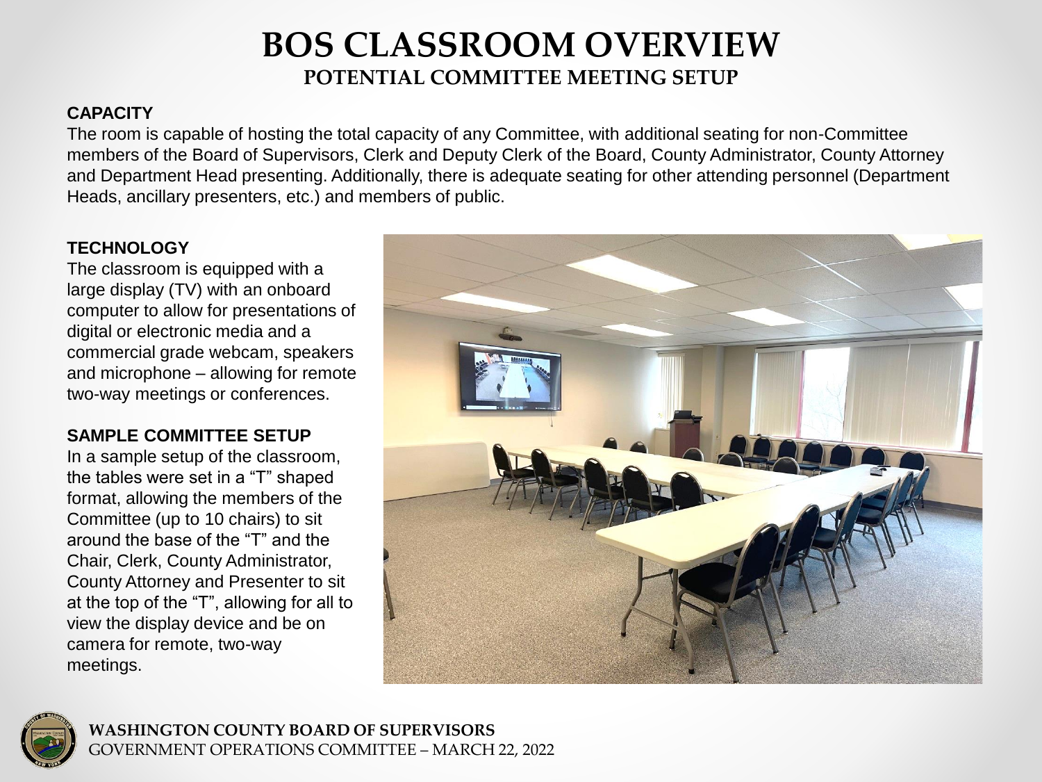# BOS CLASSROOM OVERVIEW

## POTENTIAL COMMITTEE MEETING SETUP

**CAPACITY**

The room is capable of hosting the total capacity of any Committee, with additional seating for non-Committee members of the Board of Supervisors, Clerk and Deputy Clerk of the Board, County Administrator, County Attorney and Department Head presenting. Additionally, there is adequate seating for other attending personnel (Department Heads, ancillary presenters, etc.) and members of public.

**TECHNOLOGY**

The classroom is equipped with a large display (TV) with an onboard computer to allow for presentations of digital or electronic media and a commercial grade webcam, speakers and microphone – allowing for remote two-way meetings or conferences.

**SAMPLE COMMITTEE SETUP**

In a sample setup of the classroom, the tables were set in a "T" shaped format, allowing the members of the Committee (up to 10 chairs) to sit around the base of the "T" and the Chair, Clerk, County Administrator, County Attorney and Presenter to sit at the top of the "T", allowing for all to view the display device and be on camera for remote, two-way meetings.

**WASHINGTON COUNTY BOARD OF SUPERVISORS**
GOVERNMENT OPERATIONS COMMITTEE – MARCH 22, 2022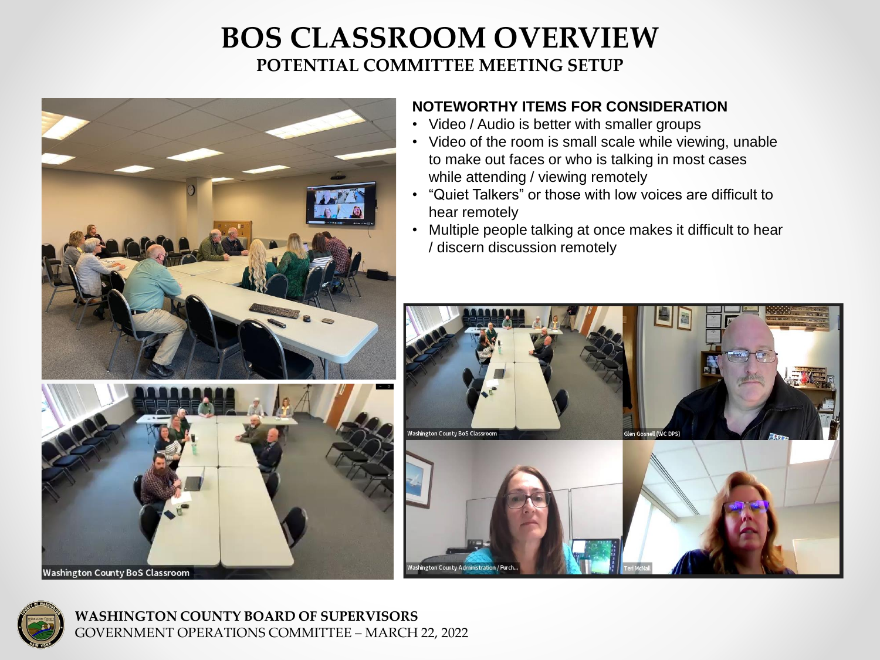# BOS CLASSROOM OVERVIEW

## POTENTIAL COMMITTEE MEETING SETUP

### NOTEWORTHY ITEMS FOR CONSIDERATION

- Video / Audio is better with smaller groups
- Video of the room is small scale while viewing, unable to make out faces or who is talking in most cases while attending / viewing remotely
- "Quiet Talkers" or those with low voices are difficult to hear remotely
- Multiple people talking at once makes it difficult to hear / discern discussion remotely

**WASHINGTON COUNTY BOARD OF SUPERVISORS**
GOVERNMENT OPERATIONS COMMITTEE – MARCH 22, 2022